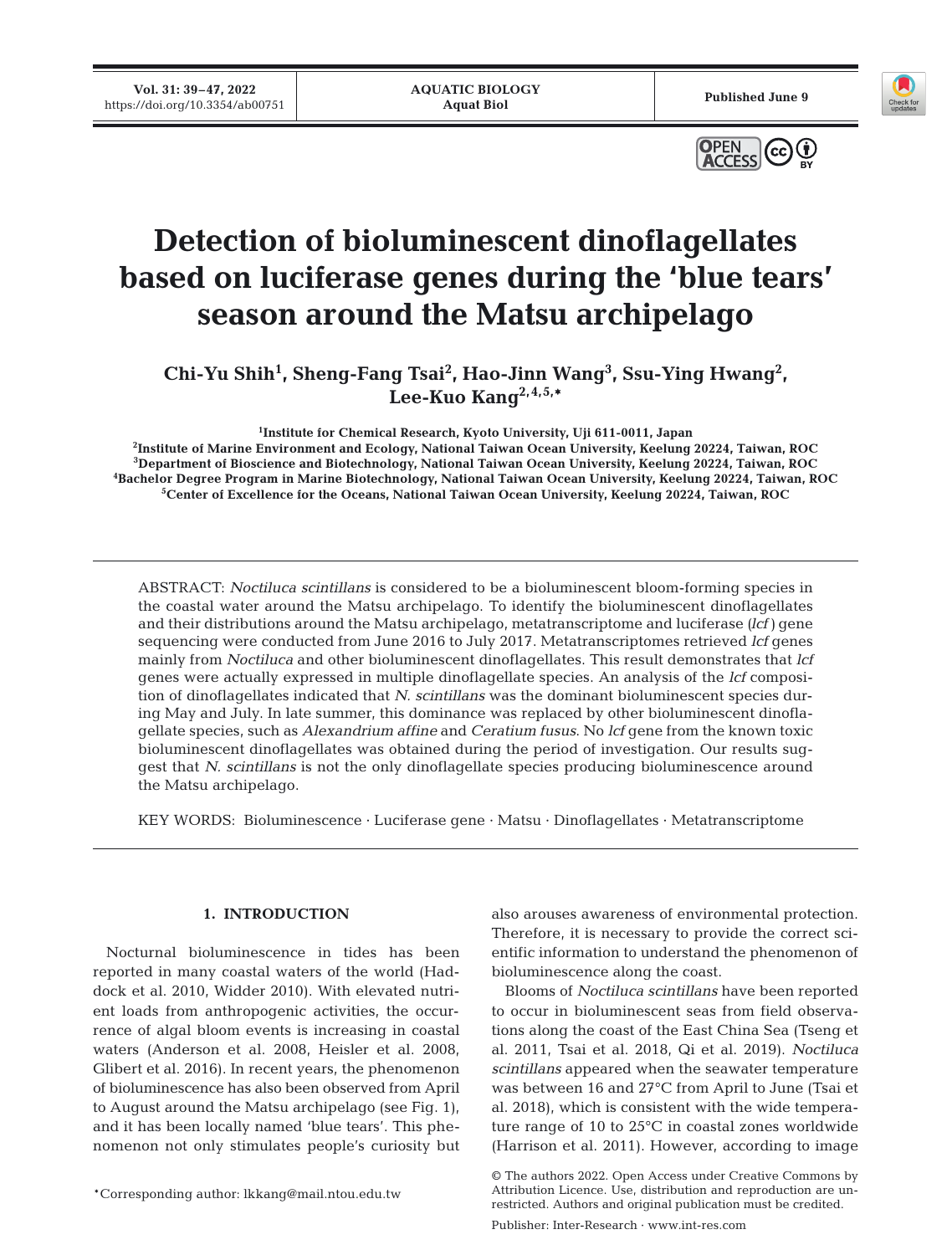# Detection of bioluminescent dinoflagellates based on luciferase genes during the 'blue tears' season around the Matsu archipelago

**Chi-Yu Shih[1], Sheng-Fang Tsai[2], Hao-Jinn Wang[3], Ssu-Ying Hwang[2], Lee-Kuo Kang[2,4,5,*]**

[1]Institute for Chemical Research, Kyoto University, Uji 611-0011, Japan
[2]Institute of Marine Environment and Ecology, National Taiwan Ocean University, Keelung 20224, Taiwan, ROC
[3]Department of Bioscience and Biotechnology, National Taiwan Ocean University, Keelung 20224, Taiwan, ROC
[4]Bachelor Degree Program in Marine Biotechnology, National Taiwan Ocean University, Keelung 20224, Taiwan, ROC
[5]Center of Excellence for the Oceans, National Taiwan Ocean University, Keelung 20224, Taiwan, ROC

ABSTRACT: *Noctiluca scintillans* is considered to be a bioluminescent bloom-forming species in the coastal water around the Matsu archipelago. To identify the bioluminescent dinoflagellates and their distributions around the Matsu archipelago, metatranscriptome and luciferase (*lcf*) gene sequencing were conducted from June 2016 to July 2017. Metatranscriptomes retrieved *lcf* genes mainly from *Noctiluca* and other bioluminescent dinoflagellates. This result demonstrates that *lcf* genes were actually expressed in multiple dinoflagellate species. An analysis of the *lcf* composition of dinoflagellates indicated that *N. scintillans* was the dominant bioluminescent species during May and July. In late summer, this dominance was replaced by other bioluminescent dinoflagellate species, such as *Alexandrium affine* and *Ceratium fusus*. No *lcf* gene from the known toxic bioluminescent dinoflagellates was obtained during the period of investigation. Our results suggest that *N. scintillans* is not the only dinoflagellate species producing bioluminescence around the Matsu archipelago.

KEY WORDS: Bioluminescence · Luciferase gene · Matsu · Dinoflagellates · Metatranscriptome

## 1. INTRODUCTION

Nocturnal bioluminescence in tides has been reported in many coastal waters of the world (Haddock et al. 2010, Widder 2010). With elevated nutrient loads from anthropogenic activities, the occurrence of algal bloom events is increasing in coastal waters (Anderson et al. 2008, Heisler et al. 2008, Glibert et al. 2016). In recent years, the phenomenon of bioluminescence has also been observed from April to August around the Matsu archipelago (see Fig. 1), and it has been locally named 'blue tears'. This phenomenon not only stimulates people's curiosity but also arouses awareness of environmental protection. Therefore, it is necessary to provide the correct scientific information to understand the phenomenon of bioluminescence along the coast.

Blooms of *Noctiluca scintillans* have been reported to occur in bioluminescent seas from field observations along the coast of the East China Sea (Tseng et al. 2011, Tsai et al. 2018, Qi et al. 2019). *Noctiluca scintillans* appeared when the seawater temperature was between 16 and 27°C from April to June (Tsai et al. 2018), which is consistent with the wide temperature range of 10 to 25°C in coastal zones worldwide (Harrison et al. 2011). However, according to image

*Corresponding author: lkkang@mail.ntou.edu.tw

© The authors 2022. Open Access under Creative Commons by Attribution Licence. Use, distribution and reproduction are unrestricted. Authors and original publication must be credited.

Publisher: Inter-Research · www.int-res.com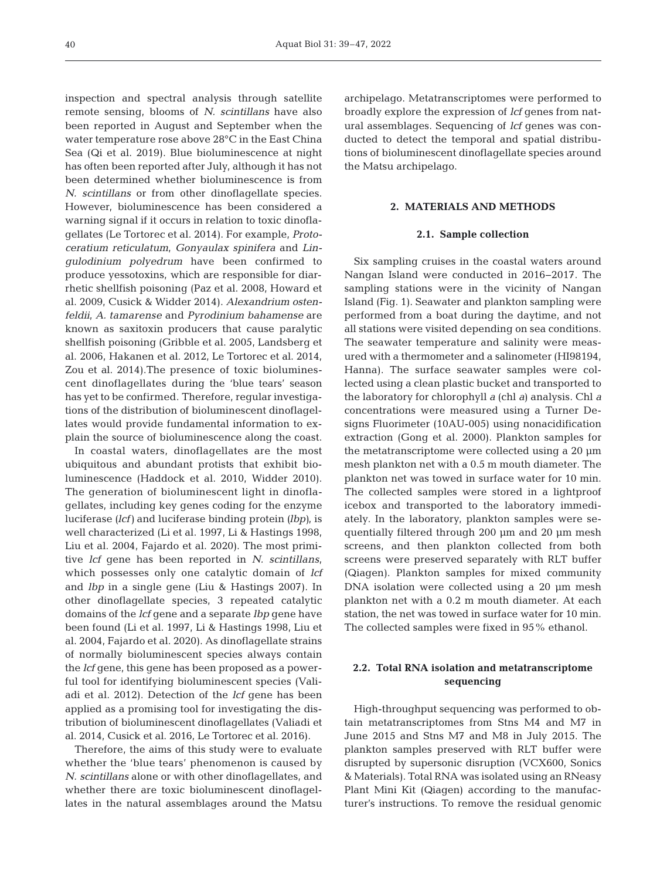inspection and spectral analysis through satellite remote sensing, blooms of *N. scintillans* have also been reported in August and September when the water temperature rose above 28°C in the East China Sea (Qi et al. 2019). Blue bioluminescence at night has often been reported after July, although it has not been determined whether bioluminescence is from *N. scintillans* or from other dinoflagellate species. However, bioluminescence has been considered a warning signal if it occurs in relation to toxic dinoflagellates (Le Tortorec et al. 2014). For example, *Protoceratium reticulatum*, *Gonyaulax spinifera* and *Lingulodinium polyedrum* have been confirmed to produce yessotoxins, which are responsible for diarrhetic shellfish poisoning (Paz et al. 2008, Howard et al. 2009, Cusick & Widder 2014). *Alexandrium ostenfeldii*, *A. tamarense* and *Pyrodinium bahamense* are known as saxitoxin producers that cause paralytic shellfish poisoning (Gribble et al. 2005, Landsberg et al. 2006, Hakanen et al. 2012, Le Tortorec et al. 2014, Zou et al. 2014).The presence of toxic bioluminescent dinoflagellates during the 'blue tears' season has yet to be confirmed. Therefore, regular investigations of the distribution of bioluminescent dinoflagellates would provide fundamental information to explain the source of bioluminescence along the coast.

In coastal waters, dinoflagellates are the most ubiquitous and abundant protists that exhibit bioluminescence (Haddock et al. 2010, Widder 2010). The generation of bioluminescent light in dinoflagellates, including key genes coding for the enzyme luciferase (*lcf*) and luciferase binding protein (*lbp*), is well characterized (Li et al. 1997, Li & Hastings 1998, Liu et al. 2004, Fajardo et al. 2020). The most primitive *lcf* gene has been reported in *N. scintillans*, which possesses only one catalytic domain of *lcf* and *lbp* in a single gene (Liu & Hastings 2007). In other dinoflagellate species, 3 repeated catalytic domains of the *lcf* gene and a separate *lbp* gene have been found (Li et al. 1997, Li & Hastings 1998, Liu et al. 2004, Fajardo et al. 2020). As dinoflagellate strains of normally bioluminescent species always contain the *lcf* gene, this gene has been proposed as a powerful tool for identifying bioluminescent species (Valiadi et al. 2012). Detection of the *lcf* gene has been applied as a promising tool for investigating the distribution of bioluminescent dinoflagellates (Valiadi et al. 2014, Cusick et al. 2016, Le Tortorec et al. 2016).

Therefore, the aims of this study were to evaluate whether the 'blue tears' phenomenon is caused by *N. scintillans* alone or with other dinoflagellates, and whether there are toxic bioluminescent dinoflagellates in the natural assemblages around the Matsu archipelago. Metatranscriptomes were performed to broadly explore the expression of *lcf* genes from natural assemblages. Sequencing of *lcf* genes was conducted to detect the temporal and spatial distributions of bioluminescent dinoflagellate species around the Matsu archipelago.

## 2. MATERIALS AND METHODS

### 2.1. Sample collection

Six sampling cruises in the coastal waters around Nangan Island were conducted in 2016–2017. The sampling stations were in the vicinity of Nangan Island (Fig. 1). Seawater and plankton sampling were performed from a boat during the daytime, and not all stations were visited depending on sea conditions. The seawater temperature and salinity were measured with a thermometer and a salinometer (HI98194, Hanna). The surface seawater samples were collected using a clean plastic bucket and transported to the laboratory for chlorophyll *a* (chl *a*) analysis. Chl *a* concentrations were measured using a Turner Designs Fluorimeter (10AU-005) using nonacidification extraction (Gong et al. 2000). Plankton samples for the metatranscriptome were collected using a 20 µm mesh plankton net with a 0.5 m mouth diameter. The plankton net was towed in surface water for 10 min. The collected samples were stored in a lightproof icebox and transported to the laboratory immediately. In the laboratory, plankton samples were sequentially filtered through 200 µm and 20 µm mesh screens, and then plankton collected from both screens were preserved separately with RLT buffer (Qiagen). Plankton samples for mixed community DNA isolation were collected using a 20 µm mesh plankton net with a 0.2 m mouth diameter. At each station, the net was towed in surface water for 10 min. The collected samples were fixed in 95% ethanol.

### 2.2. Total RNA isolation and metatranscriptome sequencing

High-throughput sequencing was performed to obtain metatranscriptomes from Stns M4 and M7 in June 2015 and Stns M7 and M8 in July 2015. The plankton samples preserved with RLT buffer were disrupted by supersonic disruption (VCX600, Sonics & Materials). Total RNA was isolated using an RNeasy Plant Mini Kit (Qiagen) according to the manufacturer's instructions. To remove the residual genomic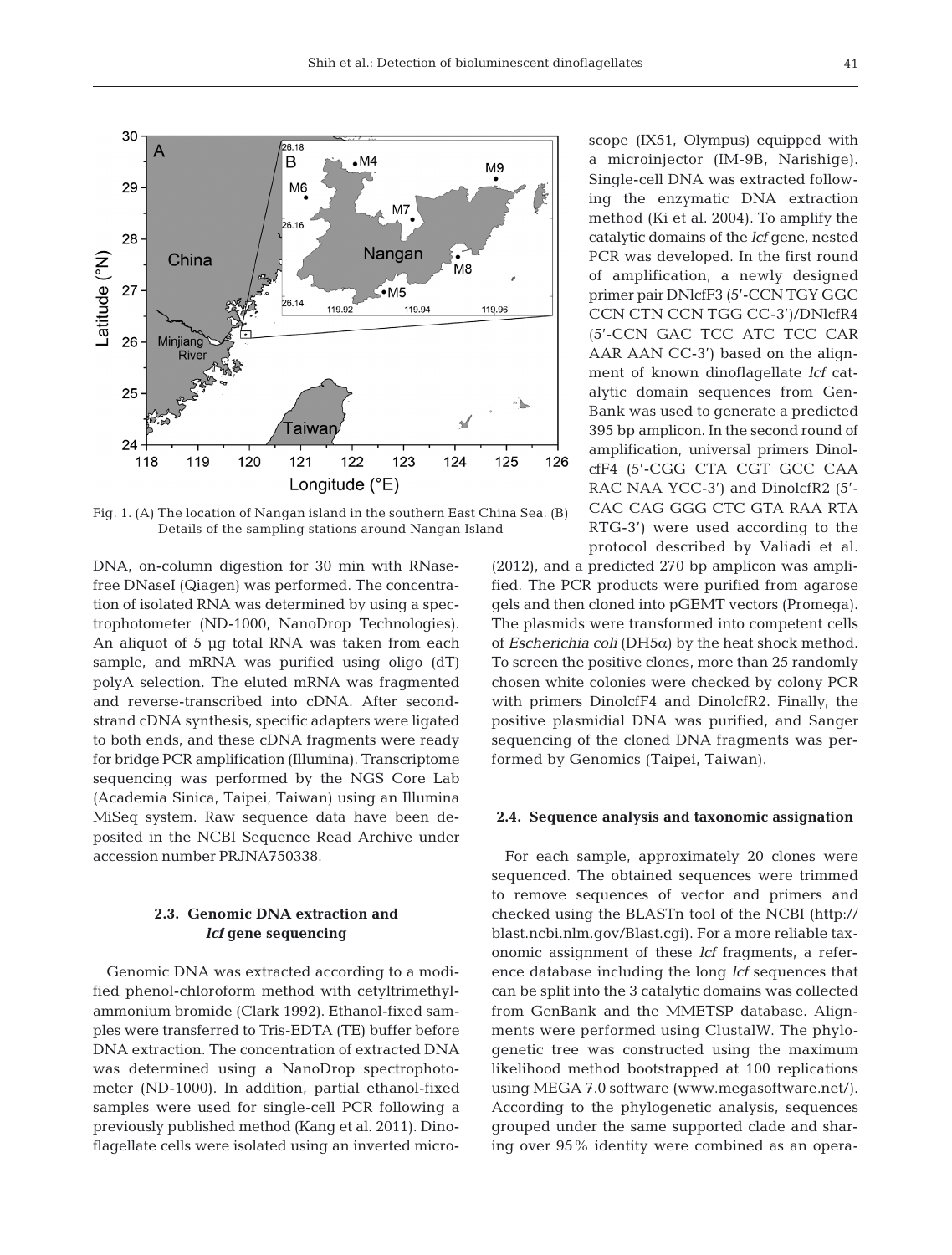Fig. 1. (A) The location of Nangan island in the southern East China Sea. (B) Details of the sampling stations around Nangan Island

DNA, on-column digestion for 30 min with RNase-free DNaseI (Qiagen) was performed. The concentration of isolated RNA was determined by using a spectrophotometer (ND-1000, NanoDrop Technologies). An aliquot of 5 µg total RNA was taken from each sample, and mRNA was purified using oligo (dT) polyA selection. The eluted mRNA was fragmented and reverse-transcribed into cDNA. After second-strand cDNA synthesis, specific adapters were ligated to both ends, and these cDNA fragments were ready for bridge PCR amplification (Illumina). Transcriptome sequencing was performed by the NGS Core Lab (Academia Sinica, Taipei, Taiwan) using an Illumina MiSeq system. Raw sequence data have been deposited in the NCBI Sequence Read Archive under accession number PRJNA750338.

### 2.3. Genomic DNA extraction and *lcf* gene sequencing

Genomic DNA was extracted according to a modified phenol-chloroform method with cetyltrimethylammonium bromide (Clark 1992). Ethanol-fixed samples were transferred to Tris-EDTA (TE) buffer before DNA extraction. The concentration of extracted DNA was determined using a NanoDrop spectrophotometer (ND-1000). In addition, partial ethanol-fixed samples were used for single-cell PCR following a previously published method (Kang et al. 2011). Dinoflagellate cells were isolated using an inverted microscope (IX51, Olympus) equipped with a microinjector (IM-9B, Narishige). Single-cell DNA was extracted following the enzymatic DNA extraction method (Ki et al. 2004). To amplify the catalytic domains of the *lcf* gene, nested PCR was developed. In the first round of amplification, a newly designed primer pair DNlcfF3 (5′-CCN TGY GGC CCN CTN CCN TGG CC-3′)/DNlcfR4 (5′-CCN GAC TCC ATC TCC CAR AAR AAN CC-3′) based on the alignment of known dinoflagellate *lcf* catalytic domain sequences from GenBank was used to generate a predicted 395 bp amplicon. In the second round of amplification, universal primers DinolcfF4 (5′-CGG CTA CGT GCC CAA RAC NAA YCC-3′) and DinolcfR2 (5′-CAC CAG GGG CTC GTA RAA RTA RTG-3′) were used according to the protocol described by Valiadi et al. (2012), and a predicted 270 bp amplicon was amplified. The PCR products were purified from agarose gels and then cloned into pGEMT vectors (Promega). The plasmids were transformed into competent cells of *Escherichia coli* (DH5α) by the heat shock method. To screen the positive clones, more than 25 randomly chosen white colonies were checked by colony PCR with primers DinolcfF4 and DinolcfR2. Finally, the positive plasmidial DNA was purified, and Sanger sequencing of the cloned DNA fragments was performed by Genomics (Taipei, Taiwan).

### 2.4. Sequence analysis and taxonomic assignation

For each sample, approximately 20 clones were sequenced. The obtained sequences were trimmed to remove sequences of vector and primers and checked using the BLASTn tool of the NCBI (http://blast.ncbi.nlm.gov/Blast.cgi). For a more reliable taxonomic assignment of these *lcf* fragments, a reference database including the long *lcf* sequences that can be split into the 3 catalytic domains was collected from GenBank and the MMETSP database. Alignments were performed using ClustalW. The phylogenetic tree was constructed using the maximum likelihood method bootstrapped at 100 replications using MEGA 7.0 software (www.megasoftware.net/). According to the phylogenetic analysis, sequences grouped under the same supported clade and sharing over 95% identity were combined as an opera-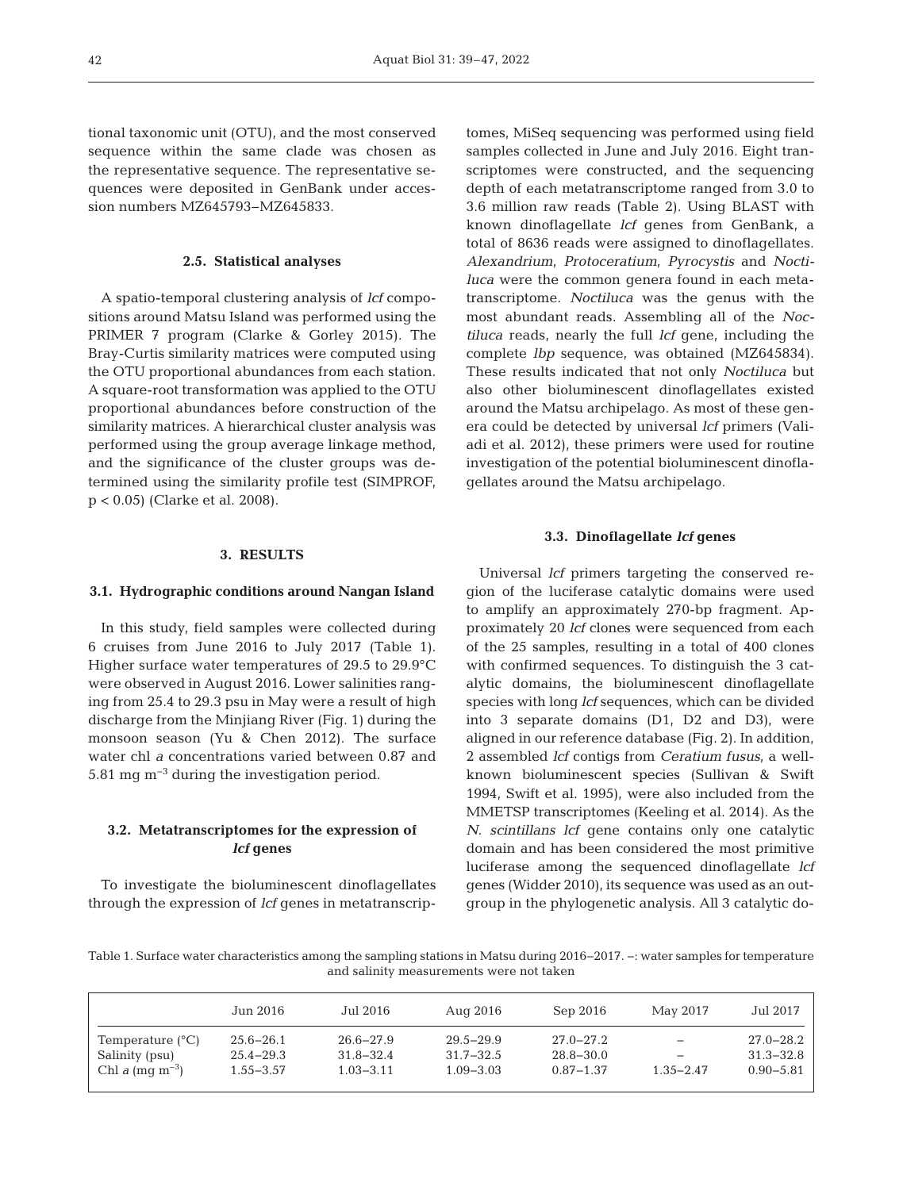tional taxonomic unit (OTU), and the most conserved sequence within the same clade was chosen as the representative sequence. The representative sequences were deposited in GenBank under accession numbers MZ645793–MZ645833.

### 2.5. Statistical analyses

A spatio-temporal clustering analysis of *lcf* compositions around Matsu Island was performed using the PRIMER 7 program (Clarke & Gorley 2015). The Bray-Curtis similarity matrices were computed using the OTU proportional abundances from each station. A square-root transformation was applied to the OTU proportional abundances before construction of the similarity matrices. A hierarchical cluster analysis was performed using the group average linkage method, and the significance of the cluster groups was determined using the similarity profile test (SIMPROF, $p < 0.05$) (Clarke et al. 2008).

## 3. RESULTS

### 3.1. Hydrographic conditions around Nangan Island

In this study, field samples were collected during 6 cruises from June 2016 to July 2017 (Table 1). Higher surface water temperatures of 29.5 to 29.9°C were observed in August 2016. Lower salinities ranging from 25.4 to 29.3 psu in May were a result of high discharge from the Minjiang River (Fig. 1) during the monsoon season (Yu & Chen 2012). The surface water chl *a* concentrations varied between 0.87 and 5.81 mg $m^{-3}$ during the investigation period.

### 3.2. Metatranscriptomes for the expression of *lcf* genes

To investigate the bioluminescent dinoflagellates through the expression of *lcf* genes in metatranscriptomes, MiSeq sequencing was performed using field samples collected in June and July 2016. Eight transcriptomes were constructed, and the sequencing depth of each metatranscriptome ranged from 3.0 to 3.6 million raw reads (Table 2). Using BLAST with known dinoflagellate *lcf* genes from GenBank, a total of 8636 reads were assigned to dinoflagellates. *Alexandrium*, *Protoceratium*, *Pyrocystis* and *Noctiluca* were the common genera found in each metatranscriptome. *Noctiluca* was the genus with the most abundant reads. Assembling all of the *Noctiluca* reads, nearly the full *lcf* gene, including the complete *lbp* sequence, was obtained (MZ645834). These results indicated that not only *Noctiluca* but also other bioluminescent dinoflagellates existed around the Matsu archipelago. As most of these genera could be detected by universal *lcf* primers (Valiadi et al. 2012), these primers were used for routine investigation of the potential bioluminescent dinoflagellates around the Matsu archipelago.

### 3.3. Dinoflagellate *lcf* genes

Universal *lcf* primers targeting the conserved region of the luciferase catalytic domains were used to amplify an approximately 270-bp fragment. Approximately 20 *lcf* clones were sequenced from each of the 25 samples, resulting in a total of 400 clones with confirmed sequences. To distinguish the 3 catalytic domains, the bioluminescent dinoflagellate species with long *lcf* sequences, which can be divided into 3 separate domains (D1, D2 and D3), were aligned in our reference database (Fig. 2). In addition, 2 assembled *lcf* contigs from *Ceratium fusus*, a well-known bioluminescent species (Sullivan & Swift 1994, Swift et al. 1995), were also included from the MMETSP transcriptomes (Keeling et al. 2014). As the *N. scintillans lcf* gene contains only one catalytic domain and has been considered the most primitive luciferase among the sequenced dinoflagellate *lcf* genes (Widder 2010), its sequence was used as an outgroup in the phylogenetic analysis. All 3 catalytic do-

Table 1. Surface water characteristics among the sampling stations in Matsu during 2016–2017. –: water samples for temperature and salinity measurements were not taken

| | Jun 2016 | Jul 2016 | Aug 2016 | Sep 2016 | May 2017 | Jul 2017 |
|---|---|---|---|---|---|---|
| Temperature (°C) | 25.6–26.1 | 26.6–27.9 | 29.5–29.9 | 27.0–27.2 | – | 27.0–28.2 |
| Salinity (psu) | 25.4–29.3 | 31.8–32.4 | 31.7–32.5 | 28.8–30.0 | – | 31.3–32.8 |
| Chl *a* (mg $m^{-3}$) | 1.55–3.57 | 1.03–3.11 | 1.09–3.03 | 0.87–1.37 | 1.35–2.47 | 0.90–5.81 |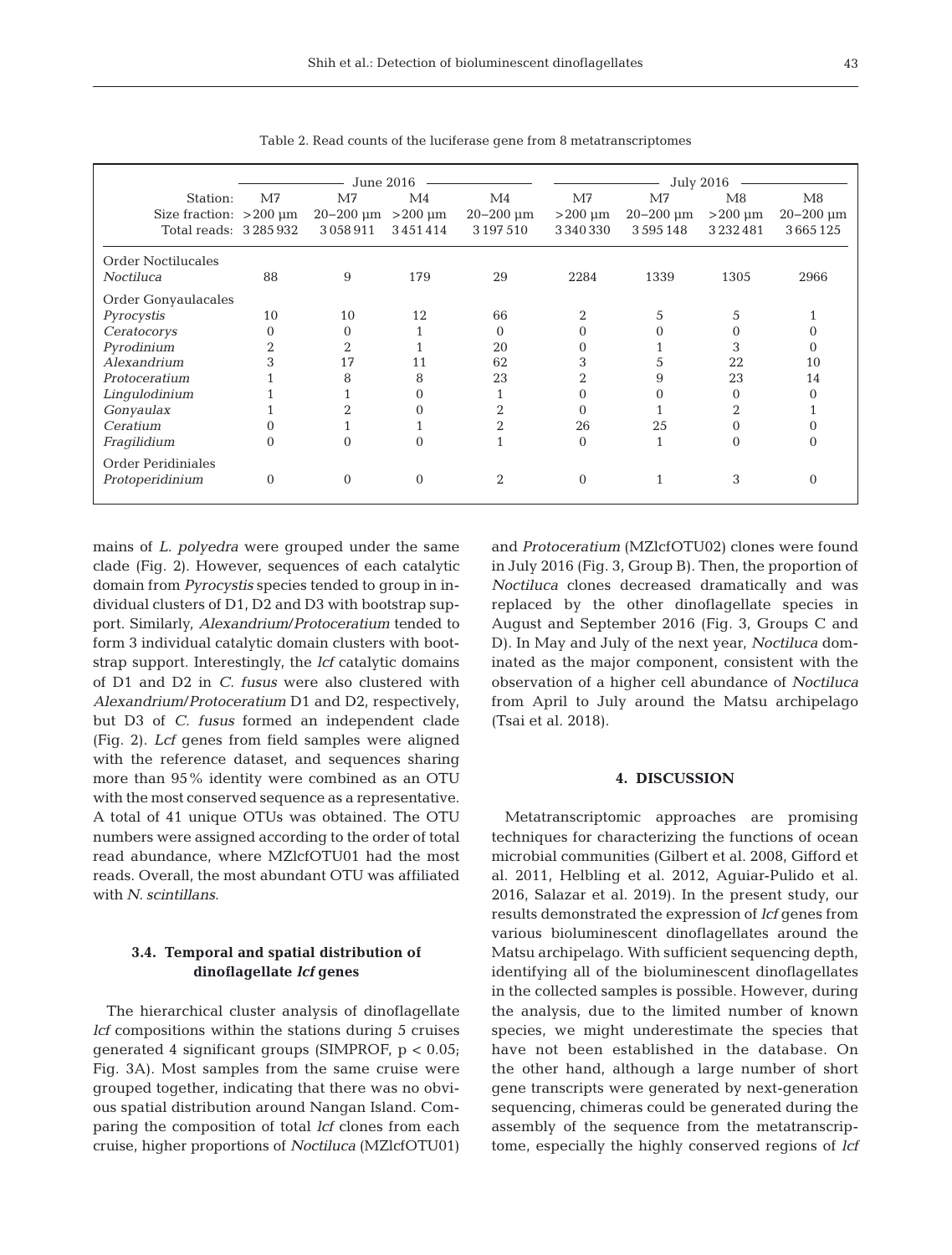Table 2. Read counts of the luciferase gene from 8 metatranscriptomes

| | June 2016 | | | | July 2016 | | | |
|---|---|---|---|---|---|---|---|---|
| Station: | M7 | M7 | M4 | M4 | M7 | M7 | M8 | M8 |
| Size fraction: | >200 µm | 20–200 µm | >200 µm | 20–200 µm | >200 µm | 20–200 µm | >200 µm | 20–200 µm |
| Total reads: | 3 285 932 | 3 058 911 | 3 451 414 | 3 197 510 | 3 340 330 | 3 595 148 | 3 232 481 | 3 665 125 |
| Order Noctilucales | | | | | | | | |
| *Noctiluca* | 88 | 9 | 179 | 29 | 2284 | 1339 | 1305 | 2966 |
| Order Gonyaulacales | | | | | | | | |
| *Pyrocystis* | 10 | 10 | 12 | 66 | 2 | 5 | 5 | 1 |
| *Ceratocorys* | 0 | 0 | 1 | 0 | 0 | 0 | 0 | 0 |
| *Pyrodinium* | 2 | 2 | 1 | 20 | 0 | 1 | 3 | 0 |
| *Alexandrium* | 3 | 17 | 11 | 62 | 3 | 5 | 22 | 10 |
| *Protoceratium* | 1 | 8 | 8 | 23 | 2 | 9 | 23 | 14 |
| *Lingulodinium* | 1 | 1 | 0 | 1 | 0 | 0 | 0 | 0 |
| *Gonyaulax* | 1 | 2 | 0 | 2 | 0 | 1 | 2 | 1 |
| *Ceratium* | 0 | 1 | 1 | 2 | 26 | 25 | 0 | 0 |
| *Fragilidium* | 0 | 0 | 0 | 1 | 0 | 1 | 0 | 0 |
| Order Peridiniales | | | | | | | | |
| *Protoperidinium* | 0 | 0 | 0 | 2 | 0 | 1 | 3 | 0 |

mains of *L. polyedra* were grouped under the same clade (Fig. 2). However, sequences of each catalytic domain from *Pyrocystis* species tended to group in individual clusters of D1, D2 and D3 with bootstrap support. Similarly, *Alexandrium*/*Protoceratium* tended to form 3 individual catalytic domain clusters with bootstrap support. Interestingly, the *lcf* catalytic domains of D1 and D2 in *C. fusus* were also clustered with *Alexandrium*/*Protoceratium* D1 and D2, respectively, but D3 of *C. fusus* formed an independent clade (Fig. 2). *Lcf* genes from field samples were aligned with the reference dataset, and sequences sharing more than 95% identity were combined as an OTU with the most conserved sequence as a representative. A total of 41 unique OTUs was obtained. The OTU numbers were assigned according to the order of total read abundance, where MZlcfOTU01 had the most reads. Overall, the most abundant OTU was affiliated with *N. scintillans*.

### 3.4. Temporal and spatial distribution of dinoflagellate *lcf* genes

The hierarchical cluster analysis of dinoflagellate *lcf* compositions within the stations during 5 cruises generated 4 significant groups (SIMPROF, $p < 0.05$; Fig. 3A). Most samples from the same cruise were grouped together, indicating that there was no obvious spatial distribution around Nangan Island. Comparing the composition of total *lcf* clones from each cruise, higher proportions of *Noctiluca* (MZlcfOTU01) and *Protoceratium* (MZlcfOTU02) clones were found in July 2016 (Fig. 3, Group B). Then, the proportion of *Noctiluca* clones decreased dramatically and was replaced by the other dinoflagellate species in August and September 2016 (Fig. 3, Groups C and D). In May and July of the next year, *Noctiluca* dominated as the major component, consistent with the observation of a higher cell abundance of *Noctiluca* from April to July around the Matsu archipelago (Tsai et al. 2018).

## 4. DISCUSSION

Metatranscriptomic approaches are promising techniques for characterizing the functions of ocean microbial communities (Gilbert et al. 2008, Gifford et al. 2011, Helbling et al. 2012, Aguiar-Pulido et al. 2016, Salazar et al. 2019). In the present study, our results demonstrated the expression of *lcf* genes from various bioluminescent dinoflagellates around the Matsu archipelago. With sufficient sequencing depth, identifying all of the bioluminescent dinoflagellates in the collected samples is possible. However, during the analysis, due to the limited number of known species, we might underestimate the species that have not been established in the database. On the other hand, although a large number of short gene transcripts were generated by next-generation sequencing, chimeras could be generated during the assembly of the sequence from the metatranscriptome, especially the highly conserved regions of *lcf*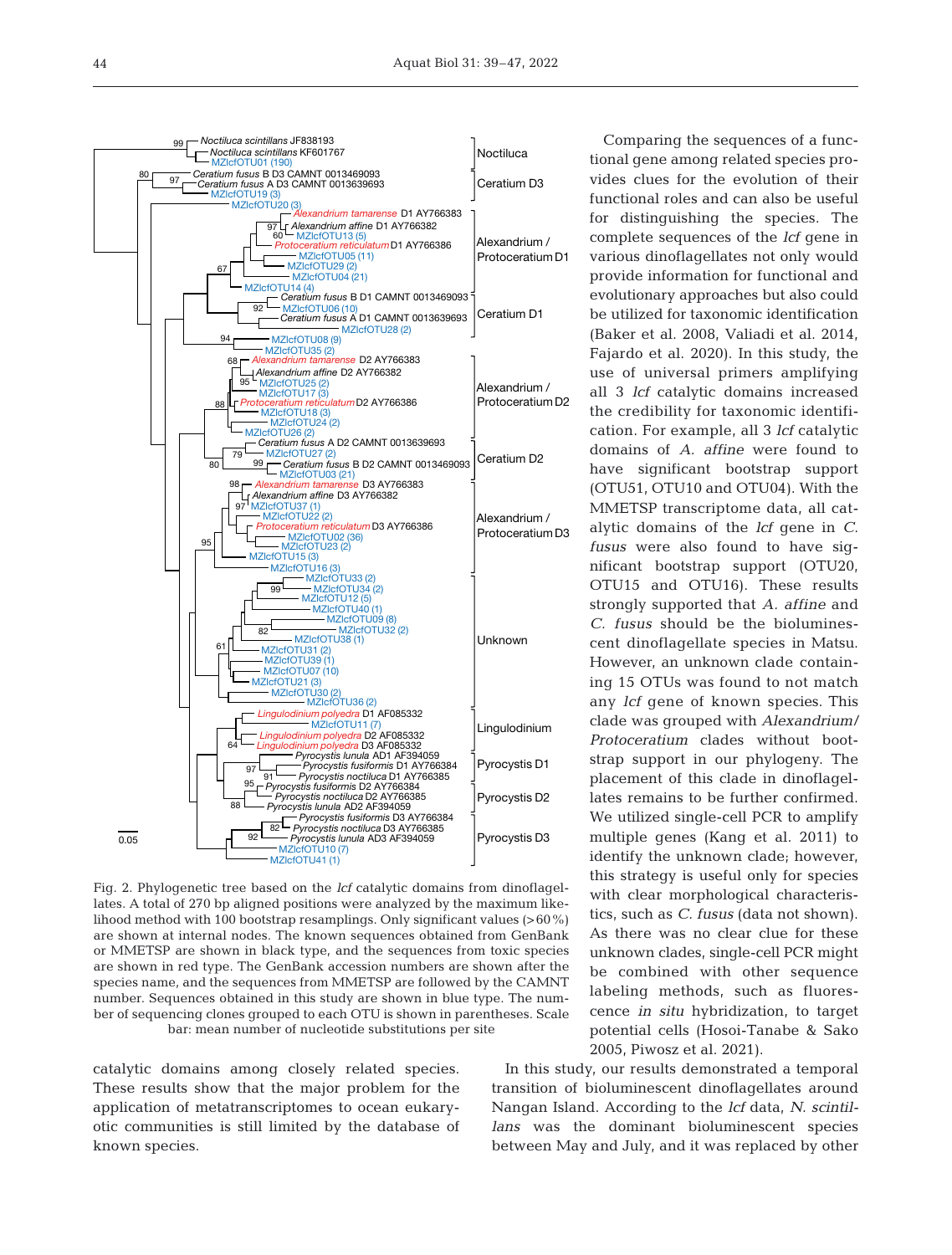Fig. 2. Phylogenetic tree based on the *lcf* catalytic domains from dinoflagellates. A total of 270 bp aligned positions were analyzed by the maximum likelihood method with 100 bootstrap resamplings. Only significant values (>60%) are shown at internal nodes. The known sequences obtained from GenBank or MMETSP are shown in black type, and the sequences from toxic species are shown in red type. The GenBank accession numbers are shown after the species name, and the sequences from MMETSP are followed by the CAMNT number. Sequences obtained in this study are shown in blue type. The number of sequencing clones grouped to each OTU is shown in parentheses. Scale bar: mean number of nucleotide substitutions per site

catalytic domains among closely related species. These results show that the major problem for the application of metatranscriptomes to ocean eukaryotic communities is still limited by the database of known species.

Comparing the sequences of a functional gene among related species provides clues for the evolution of their functional roles and can also be useful for distinguishing the species. The complete sequences of the *lcf* gene in various dinoflagellates not only would provide information for functional and evolutionary approaches but also could be utilized for taxonomic identification (Baker et al. 2008, Valiadi et al. 2014, Fajardo et al. 2020). In this study, the use of universal primers amplifying all 3 *lcf* catalytic domains increased the credibility for taxonomic identification. For example, all 3 *lcf* catalytic domains of *A. affine* were found to have significant bootstrap support (OTU51, OTU10 and OTU04). With the MMETSP transcriptome data, all catalytic domains of the *lcf* gene in *C. fusus* were also found to have significant bootstrap support (OTU20, OTU15 and OTU16). These results strongly supported that *A. affine* and *C. fusus* should be the bioluminescent dinoflagellate species in Matsu. However, an unknown clade containing 15 OTUs was found to not match any *lcf* gene of known species. This clade was grouped with *Alexandrium*/*Protoceratium* clades without bootstrap support in our phylogeny. The placement of this clade in dinoflagellates remains to be further confirmed. We utilized single-cell PCR to amplify multiple genes (Kang et al. 2011) to identify the unknown clade; however, this strategy is useful only for species with clear morphological characteristics, such as *C. fusus* (data not shown). As there was no clear clue for these unknown clades, single-cell PCR might be combined with other sequence labeling methods, such as fluorescence *in situ* hybridization, to target potential cells (Hosoi-Tanabe & Sako 2005, Piwosz et al. 2021).

In this study, our results demonstrated a temporal transition of bioluminescent dinoflagellates around Nangan Island. According to the *lcf* data, *N. scintillans* was the dominant bioluminescent species between May and July, and it was replaced by other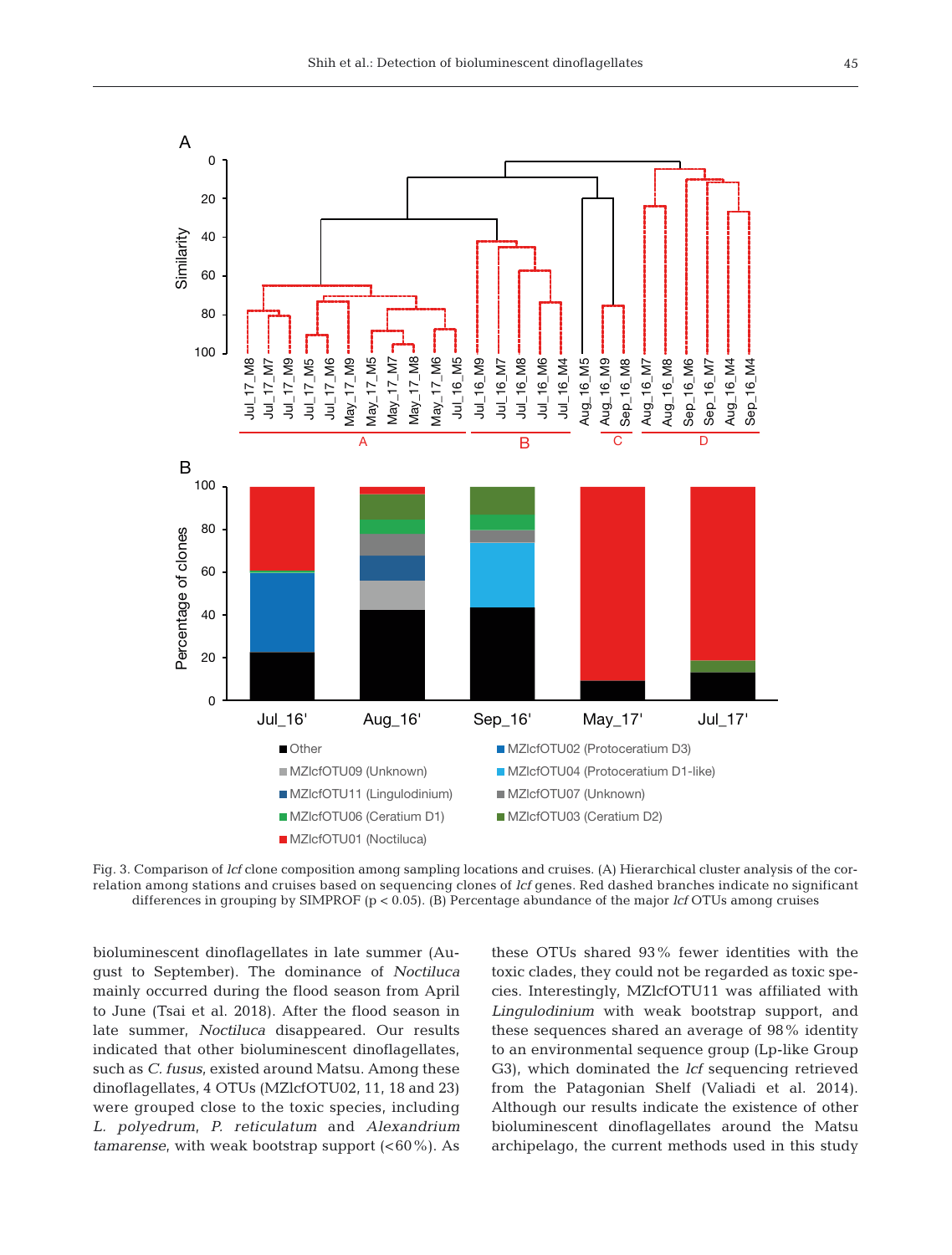Fig. 3. Comparison of *lcf* clone composition among sampling locations and cruises. (A) Hierarchical cluster analysis of the correlation among stations and cruises based on sequencing clones of *lcf* genes. Red dashed branches indicate no significant differences in grouping by SIMPROF ($p < 0.05$). (B) Percentage abundance of the major *lcf* OTUs among cruises

bioluminescent dinoflagellates in late summer (August to September). The dominance of *Noctiluca* mainly occurred during the flood season from April to June (Tsai et al. 2018). After the flood season in late summer, *Noctiluca* disappeared. Our results indicated that other bioluminescent dinoflagellates, such as *C. fusus*, existed around Matsu. Among these dinoflagellates, 4 OTUs (MZlcfOTU02, 11, 18 and 23) were grouped close to the toxic species, including *L. polyedrum*, *P. reticulatum* and *Alexandrium tamarense*, with weak bootstrap support (<60%). As these OTUs shared 93% fewer identities with the toxic clades, they could not be regarded as toxic species. Interestingly, MZlcfOTU11 was affiliated with *Lingulodinium* with weak bootstrap support, and these sequences shared an average of 98% identity to an environmental sequence group (Lp-like Group G3), which dominated the *lcf* sequencing retrieved from the Patagonian Shelf (Valiadi et al. 2014). Although our results indicate the existence of other bioluminescent dinoflagellates around the Matsu archipelago, the current methods used in this study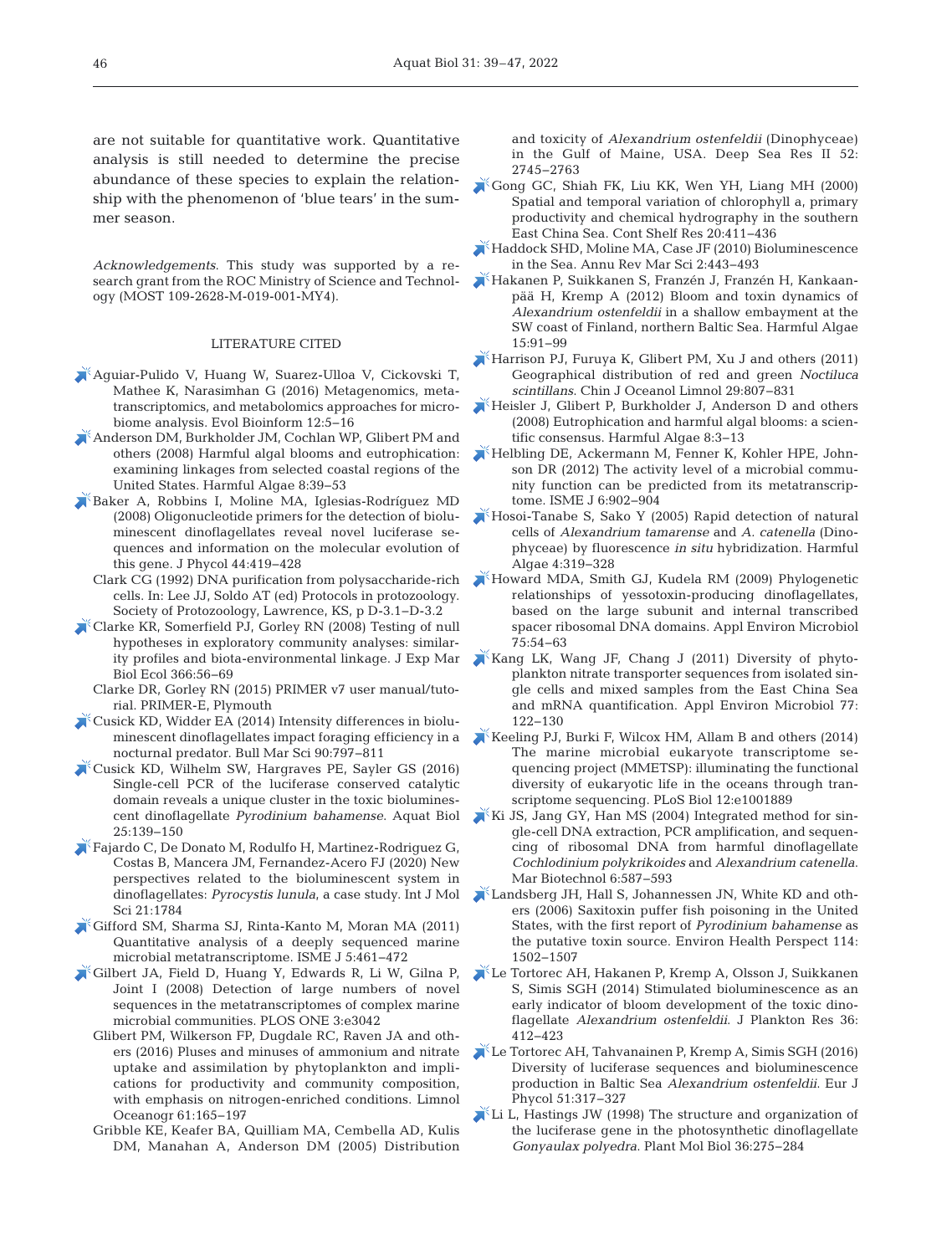are not suitable for quantitative work. Quantitative analysis is still needed to determine the precise abundance of these species to explain the relationship with the phenomenon of 'blue tears' in the summer season.

*Acknowledgements*. This study was supported by a research grant from the ROC Ministry of Science and Technology (MOST 109-2628-M-019-001-MY4).

## LITERATURE CITED

Aguiar-Pulido V, Huang W, Suarez-Ulloa V, Cickovski T, Mathee K, Narasimhan G (2016) Metagenomics, metatranscriptomics, and metabolomics approaches for microbiome analysis. Evol Bioinform 12:5–16

Anderson DM, Burkholder JM, Cochlan WP, Glibert PM and others (2008) Harmful algal blooms and eutrophication: examining linkages from selected coastal regions of the United States. Harmful Algae 8:39–53

Baker A, Robbins I, Moline MA, Iglesias-Rodríguez MD (2008) Oligonucleotide primers for the detection of bioluminescent dinoflagellates reveal novel luciferase sequences and information on the molecular evolution of this gene. J Phycol 44:419–428

Clark CG (1992) DNA purification from polysaccharide-rich cells. In: Lee JJ, Soldo AT (ed) Protocols in protozoology. Society of Protozoology, Lawrence, KS, p D-3.1–D-3.2

Clarke KR, Somerfield PJ, Gorley RN (2008) Testing of null hypotheses in exploratory community analyses: similarity profiles and biota-environmental linkage. J Exp Mar Biol Ecol 366:56–69

Clarke DR, Gorley RN (2015) PRIMER v7 user manual/tutorial. PRIMER-E, Plymouth

Cusick KD, Widder EA (2014) Intensity differences in bioluminescent dinoflagellates impact foraging efficiency in a nocturnal predator. Bull Mar Sci 90:797–811

Cusick KD, Wilhelm SW, Hargraves PE, Sayler GS (2016) Single-cell PCR of the luciferase conserved catalytic domain reveals a unique cluster in the toxic bioluminescent dinoflagellate *Pyrodinium bahamense*. Aquat Biol 25:139–150

Fajardo C, De Donato M, Rodulfo H, Martinez-Rodriguez G, Costas B, Mancera JM, Fernandez-Acero FJ (2020) New perspectives related to the bioluminescent system in dinoflagellates: *Pyrocystis lunula*, a case study. Int J Mol Sci 21:1784

Gifford SM, Sharma SJ, Rinta-Kanto M, Moran MA (2011) Quantitative analysis of a deeply sequenced marine microbial metatranscriptome. ISME J 5:461–472

Gilbert JA, Field D, Huang Y, Edwards R, Li W, Gilna P, Joint I (2008) Detection of large numbers of novel sequences in the metatranscriptomes of complex marine microbial communities. PLOS ONE 3:e3042

Glibert PM, Wilkerson FP, Dugdale RC, Raven JA and others (2016) Pluses and minuses of ammonium and nitrate uptake and assimilation by phytoplankton and implications for productivity and community composition, with emphasis on nitrogen-enriched conditions. Limnol Oceanogr 61:165–197

Gribble KE, Keafer BA, Quilliam MA, Cembella AD, Kulis DM, Manahan A, Anderson DM (2005) Distribution and toxicity of *Alexandrium ostenfeldii* (Dinophyceae) in the Gulf of Maine, USA. Deep Sea Res II 52: 2745–2763

Gong GC, Shiah FK, Liu KK, Wen YH, Liang MH (2000) Spatial and temporal variation of chlorophyll a, primary productivity and chemical hydrography in the southern East China Sea. Cont Shelf Res 20:411–436

Haddock SHD, Moline MA, Case JF (2010) Bioluminescence in the Sea. Annu Rev Mar Sci 2:443–493

Hakanen P, Suikkanen S, Franzén J, Franzén H, Kankaanpää H, Kremp A (2012) Bloom and toxin dynamics of *Alexandrium ostenfeldii* in a shallow embayment at the SW coast of Finland, northern Baltic Sea. Harmful Algae 15:91–99

Harrison PJ, Furuya K, Glibert PM, Xu J and others (2011) Geographical distribution of red and green *Noctiluca scintillans*. Chin J Oceanol Limnol 29:807–831

Heisler J, Glibert P, Burkholder J, Anderson D and others (2008) Eutrophication and harmful algal blooms: a scientific consensus. Harmful Algae 8:3–13

Helbling DE, Ackermann M, Fenner K, Kohler HPE, Johnson DR (2012) The activity level of a microbial community function can be predicted from its metatranscriptome. ISME J 6:902–904

Hosoi-Tanabe S, Sako Y (2005) Rapid detection of natural cells of *Alexandrium tamarense* and *A. catenella* (Dinophyceae) by fluorescence *in situ* hybridization. Harmful Algae 4:319–328

Howard MDA, Smith GJ, Kudela RM (2009) Phylogenetic relationships of yessotoxin-producing dinoflagellates, based on the large subunit and internal transcribed spacer ribosomal DNA domains. Appl Environ Microbiol 75:54–63

Kang LK, Wang JF, Chang J (2011) Diversity of phytoplankton nitrate transporter sequences from isolated single cells and mixed samples from the East China Sea and mRNA quantification. Appl Environ Microbiol 77: 122–130

Keeling PJ, Burki F, Wilcox HM, Allam B and others (2014) The marine microbial eukaryote transcriptome sequencing project (MMETSP): illuminating the functional diversity of eukaryotic life in the oceans through transcriptome sequencing. PLoS Biol 12:e1001889

Ki JS, Jang GY, Han MS (2004) Integrated method for single-cell DNA extraction, PCR amplification, and sequencing of ribosomal DNA from harmful dinoflagellate *Cochlodinium polykrikoides* and *Alexandrium catenella*. Mar Biotechnol 6:587–593

Landsberg JH, Hall S, Johannessen JN, White KD and others (2006) Saxitoxin puffer fish poisoning in the United States, with the first report of *Pyrodinium bahamense* as the putative toxin source. Environ Health Perspect 114: 1502–1507

Le Tortorec AH, Hakanen P, Kremp A, Olsson J, Suikkanen S, Simis SGH (2014) Stimulated bioluminescence as an early indicator of bloom development of the toxic dinoflagellate *Alexandrium ostenfeldii*. J Plankton Res 36: 412–423

Le Tortorec AH, Tahvanainen P, Kremp A, Simis SGH (2016) Diversity of luciferase sequences and bioluminescence production in Baltic Sea *Alexandrium ostenfeldii*. Eur J Phycol 51:317–327

Li L, Hastings JW (1998) The structure and organization of the luciferase gene in the photosynthetic dinoflagellate *Gonyaulax polyedra*. Plant Mol Biol 36:275–284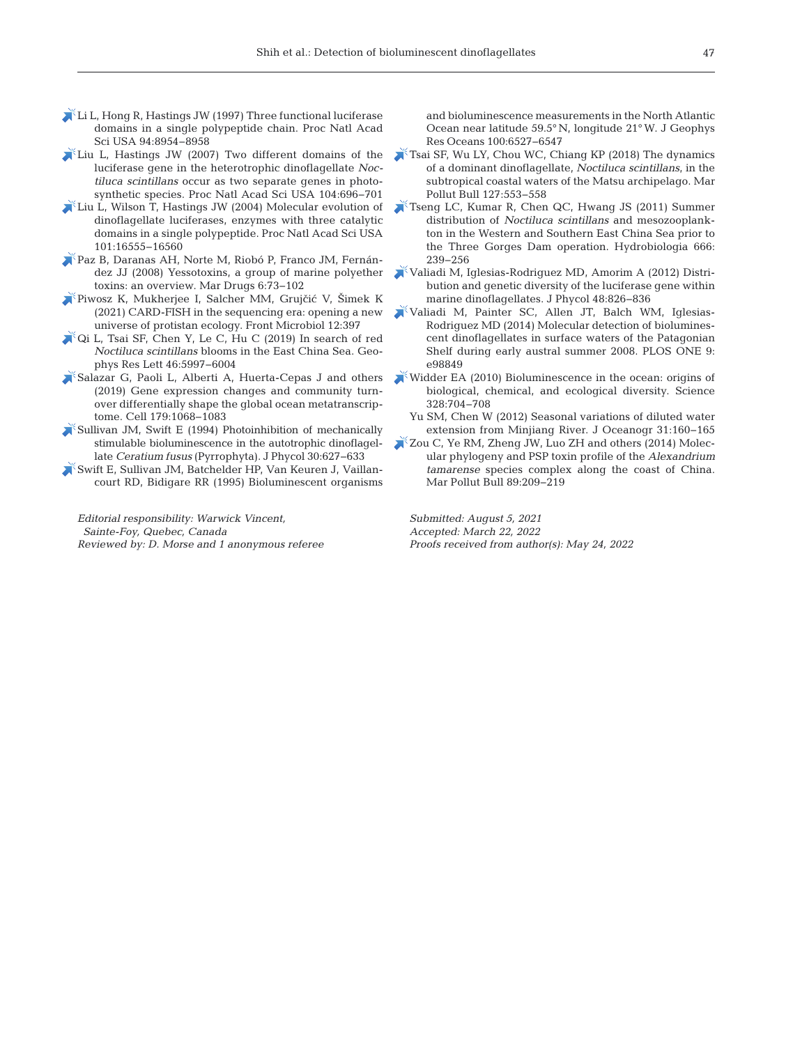Li L, Hong R, Hastings JW (1997) Three functional luciferase domains in a single polypeptide chain. Proc Natl Acad Sci USA 94:8954−8958

Liu L, Hastings JW (2007) Two different domains of the luciferase gene in the heterotrophic dinoflagellate *Noctiluca scintillans* occur as two separate genes in photosynthetic species. Proc Natl Acad Sci USA 104:696−701

Liu L, Wilson T, Hastings JW (2004) Molecular evolution of dinoflagellate luciferases, enzymes with three catalytic domains in a single polypeptide. Proc Natl Acad Sci USA 101:16555−16560

Paz B, Daranas AH, Norte M, Riobó P, Franco JM, Fernández JJ (2008) Yessotoxins, a group of marine polyether toxins: an overview. Mar Drugs 6:73−102

Piwosz K, Mukherjee I, Salcher MM, Grujčić V, Šimek K (2021) CARD-FISH in the sequencing era: opening a new universe of protistan ecology. Front Microbiol 12:397

Qi L, Tsai SF, Chen Y, Le C, Hu C (2019) In search of red *Noctiluca scintillans* blooms in the East China Sea. Geophys Res Lett 46:5997−6004

Salazar G, Paoli L, Alberti A, Huerta-Cepas J and others (2019) Gene expression changes and community turnover differentially shape the global ocean metatranscriptome. Cell 179:1068−1083

Sullivan JM, Swift E (1994) Photoinhibition of mechanically stimulable bioluminescence in the autotrophic dinoflagellate *Ceratium fusus* (Pyrrophyta). J Phycol 30:627−633

Swift E, Sullivan JM, Batchelder HP, Van Keuren J, Vaillancourt RD, Bidigare RR (1995) Bioluminescent organisms and bioluminescence measurements in the North Atlantic Ocean near latitude 59.5° N, longitude 21° W. J Geophys Res Oceans 100:6527−6547

Tsai SF, Wu LY, Chou WC, Chiang KP (2018) The dynamics of a dominant dinoflagellate, *Noctiluca scintillans*, in the subtropical coastal waters of the Matsu archipelago. Mar Pollut Bull 127:553−558

Tseng LC, Kumar R, Chen QC, Hwang JS (2011) Summer distribution of *Noctiluca scintillans* and mesozooplankton in the Western and Southern East China Sea prior to the Three Gorges Dam operation. Hydrobiologia 666: 239−256

Valiadi M, Iglesias-Rodriguez MD, Amorim A (2012) Distribution and genetic diversity of the luciferase gene within marine dinoflagellates. J Phycol 48:826−836

Valiadi M, Painter SC, Allen JT, Balch WM, Iglesias-Rodriguez MD (2014) Molecular detection of bioluminescent dinoflagellates in surface waters of the Patagonian Shelf during early austral summer 2008. PLOS ONE 9: e98849

Widder EA (2010) Bioluminescence in the ocean: origins of biological, chemical, and ecological diversity. Science 328:704−708

Yu SM, Chen W (2012) Seasonal variations of diluted water extension from Minjiang River. J Oceanogr 31:160−165

Zou C, Ye RM, Zheng JW, Luo ZH and others (2014) Molecular phylogeny and PSP toxin profile of the *Alexandrium tamarense* species complex along the coast of China. Mar Pollut Bull 89:209−219

*Editorial responsibility: Warwick Vincent, Sainte-Foy, Quebec, Canada*
*Reviewed by: D. Morse and 1 anonymous referee*

*Submitted: August 5, 2021*
*Accepted: March 22, 2022*
*Proofs received from author(s): May 24, 2022*